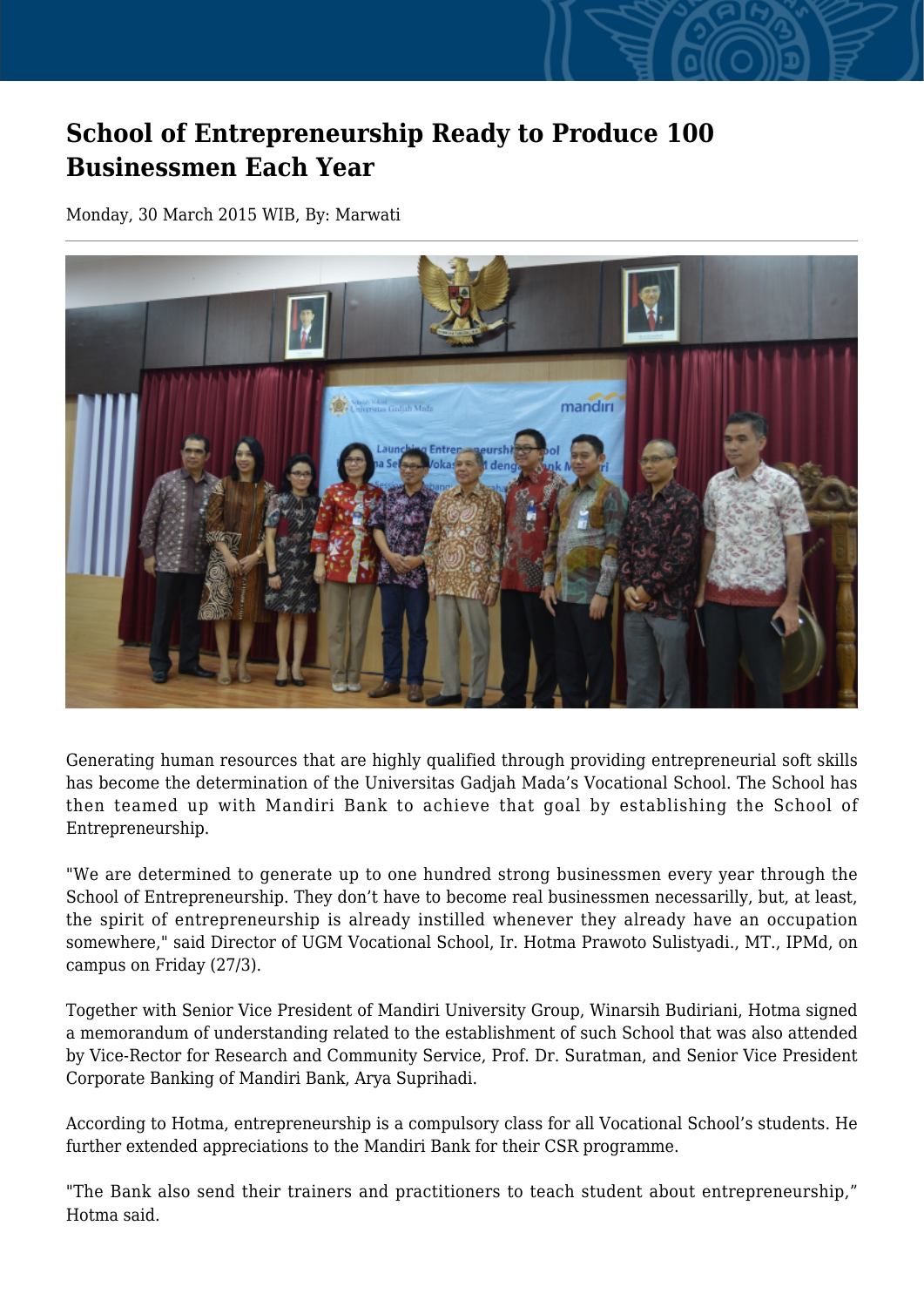# School of Entrepreneurship Ready to Produce 100 Businessmen Each Year

Monday, 30 March 2015 WIB, By: Marwati

Generating human resources that are highly qualified through providing entrepreneurial soft skills has become the determination of the Universitas Gadjah Mada's Vocational School. The School has then teamed up with Mandiri Bank to achieve that goal by establishing the School of Entrepreneurship.

"We are determined to generate up to one hundred strong businessmen every year through the School of Entrepreneurship. They don't have to become real businessmen necessarilly, but, at least, the spirit of entrepreneurship is already instilled whenever they already have an occupation somewhere," said Director of UGM Vocational School, Ir. Hotma Prawoto Sulistyadi., MT., IPMd, on campus on Friday (27/3).

Together with Senior Vice President of Mandiri University Group, Winarsih Budiriani, Hotma signed a memorandum of understanding related to the establishment of such School that was also attended by Vice-Rector for Research and Community Service, Prof. Dr. Suratman, and Senior Vice President Corporate Banking of Mandiri Bank, Arya Suprihadi.

According to Hotma, entrepreneurship is a compulsory class for all Vocational School's students. He further extended appreciations to the Mandiri Bank for their CSR programme.

"The Bank also send their trainers and practitioners to teach student about entrepreneurship," Hotma said.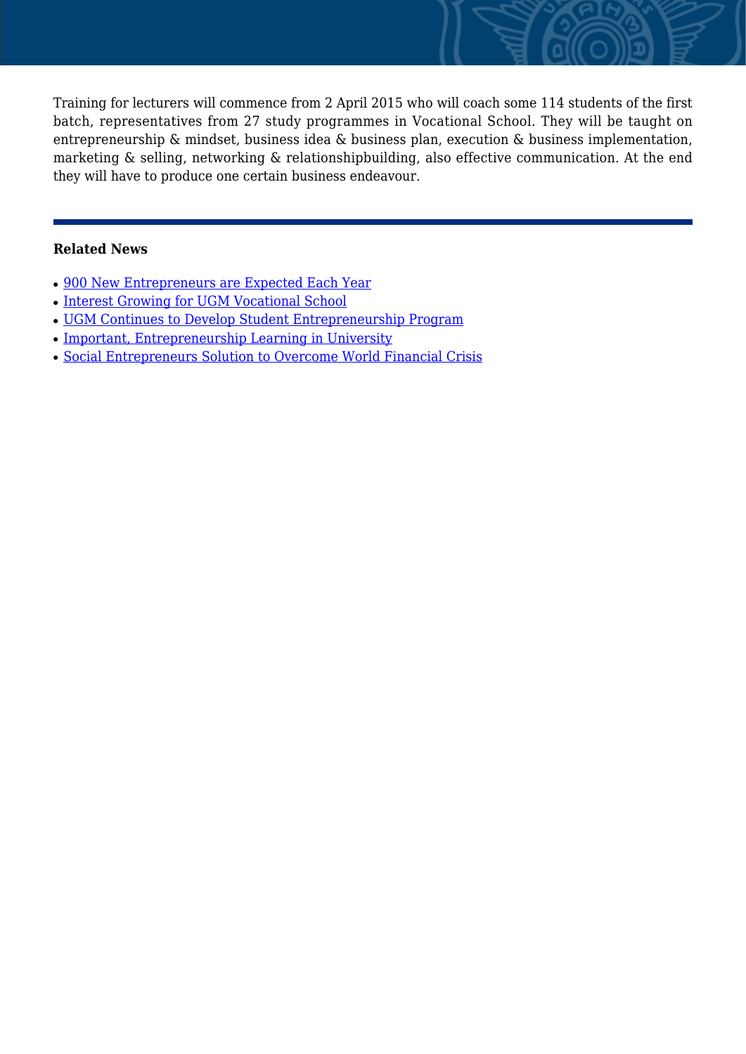Training for lecturers will commence from 2 April 2015 who will coach some 114 students of the first batch, representatives from 27 study programmes in Vocational School. They will be taught on entrepreneurship & mindset, business idea & business plan, execution & business implementation, marketing & selling, networking & relationshipbuilding, also effective communication. At the end they will have to produce one certain business endeavour.

---

**Related News**

- 900 New Entrepreneurs are Expected Each Year
- Interest Growing for UGM Vocational School
- UGM Continues to Develop Student Entrepreneurship Program
- Important, Entrepreneurship Learning in University
- Social Entrepreneurs Solution to Overcome World Financial Crisis